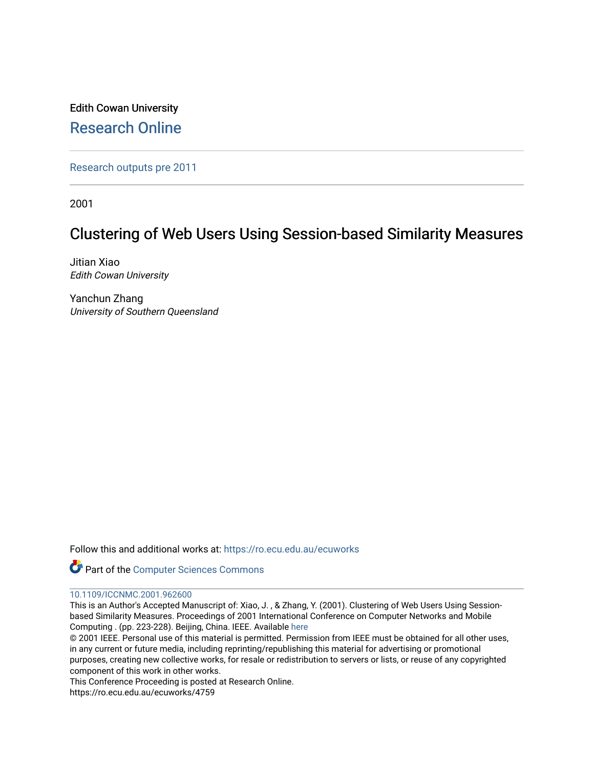Edith Cowan University

Research Online

Research outputs pre 2011

2001

# Clustering of Web Users Using Session-based Similarity Measures

Jitian Xiao
*Edith Cowan University*

Yanchun Zhang
*University of Southern Queensland*

Follow this and additional works at: https://ro.ecu.edu.au/ecuworks

Part of the Computer Sciences Commons

10.1109/ICCNMC.2001.962600

This is an Author's Accepted Manuscript of: Xiao, J. , & Zhang, Y. (2001). Clustering of Web Users Using Session-based Similarity Measures. Proceedings of 2001 International Conference on Computer Networks and Mobile Computing . (pp. 223-228). Beijing, China. IEEE. Available here

© 2001 IEEE. Personal use of this material is permitted. Permission from IEEE must be obtained for all other uses, in any current or future media, including reprinting/republishing this material for advertising or promotional purposes, creating new collective works, for resale or redistribution to servers or lists, or reuse of any copyrighted component of this work in other works.

This Conference Proceeding is posted at Research Online.

https://ro.ecu.edu.au/ecuworks/4759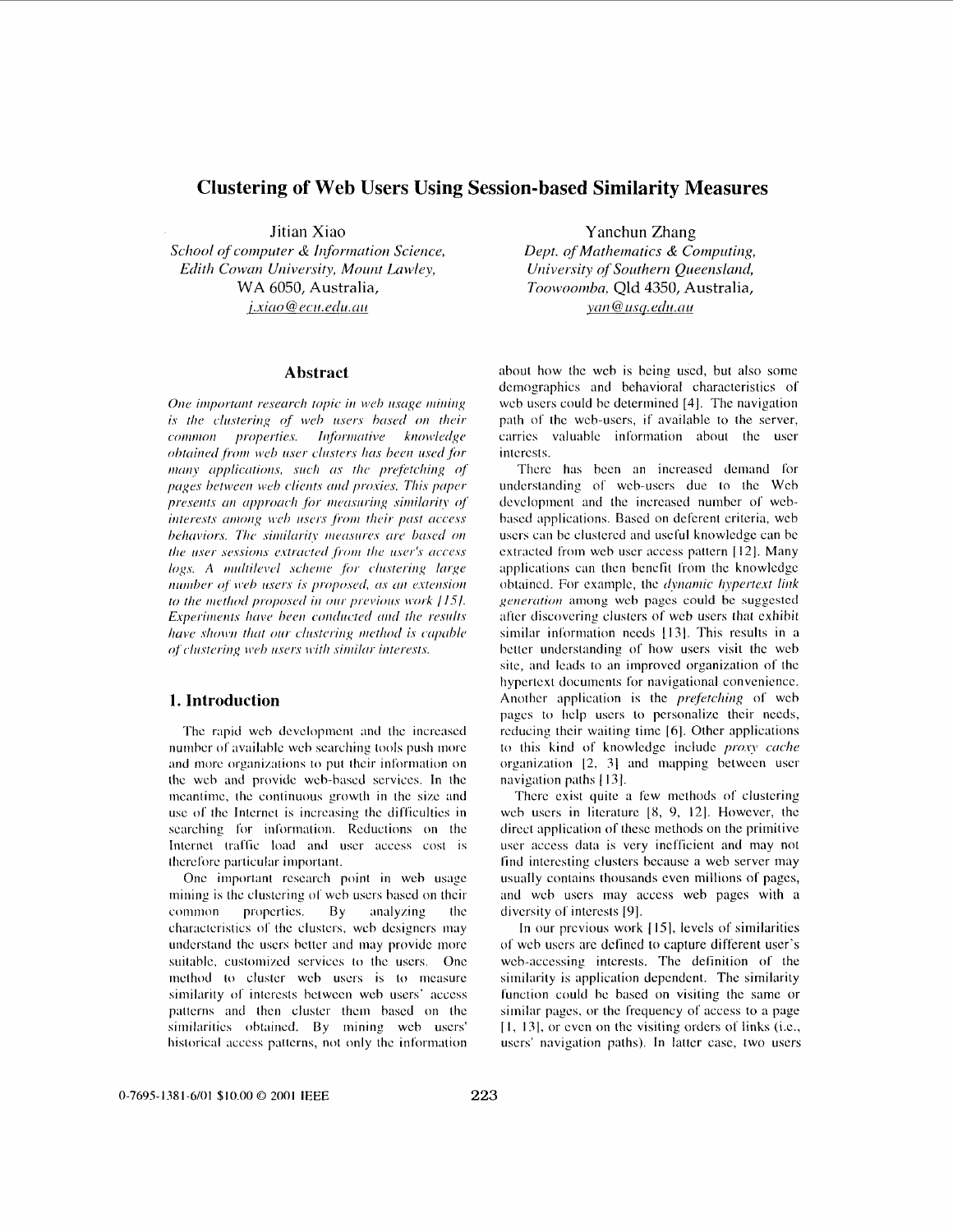# Clustering of Web Users Using Session-based Similarity Measures

Jitian Xiao
*School of computer & Information Science, Edith Cowan University, Mount Lawley,*
WA 6050, Australia,
*j.xiao@ecu.edu.au*

Yanchun Zhang
*Dept. of Mathematics & Computing, University of Southern Queensland, Toowoomba,* Qld 4350, Australia,
*yan@usq.edu.au*

## Abstract

*One important research topic in web usage mining is the clustering of web users based on their common properties. Informative knowledge obtained from web user clusters has been used for many applications, such as the prefetching of pages between web clients and proxies. This paper presents an approach for measuring similarity of interests among web users from their past access behaviors. The similarity measures are based on the user sessions extracted from the user's access logs. A multilevel scheme for clustering large number of web users is proposed, as an extension to the method proposed in our previous work [15]. Experiments have been conducted and the results have shown that our clustering method is capable of clustering web users with similar interests.*

## 1. Introduction

The rapid web development and the increased number of available web searching tools push more and more organizations to put their information on the web and provide web-based services. In the meantime, the continuous growth in the size and use of the Internet is increasing the difficulties in searching for information. Reductions on the Internet traffic load and user access cost is therefore particular important.

One important research point in web usage mining is the clustering of web users based on their common properties. By analyzing the characteristics of the clusters, web designers may understand the users better and may provide more suitable, customized services to the users. One method to cluster web users is to measure similarity of interests between web users' access patterns and then cluster them based on the similarities obtained. By mining web users' historical access patterns, not only the information about how the web is being used, but also some demographics and behavioral characteristics of web users could be determined [4]. The navigation path of the web-users, if available to the server, carries valuable information about the user interests.

There has been an increased demand for understanding of web-users due to the Web development and the increased number of web-based applications. Based on deferent criteria, web users can be clustered and useful knowledge can be extracted from web user access pattern [12]. Many applications can then benefit from the knowledge obtained. For example, the *dynamic hypertext link generation* among web pages could be suggested after discovering clusters of web users that exhibit similar information needs [13]. This results in a better understanding of how users visit the web site, and leads to an improved organization of the hypertext documents for navigational convenience. Another application is the *prefetching* of web pages to help users to personalize their needs, reducing their waiting time [6]. Other applications to this kind of knowledge include *proxy cache* organization [2, 3] and mapping between user navigation paths [13].

There exist quite a few methods of clustering web users in literature [8, 9, 12]. However, the direct application of these methods on the primitive user access data is very inefficient and may not find interesting clusters because a web server may usually contains thousands even millions of pages, and web users may access web pages with a diversity of interests [9].

In our previous work [15], levels of similarities of web users are defined to capture different user's web-accessing interests. The definition of the similarity is application dependent. The similarity function could be based on visiting the same or similar pages, or the frequency of access to a page [1, 13], or even on the visiting orders of links (i.e., users' navigation paths). In latter case, two users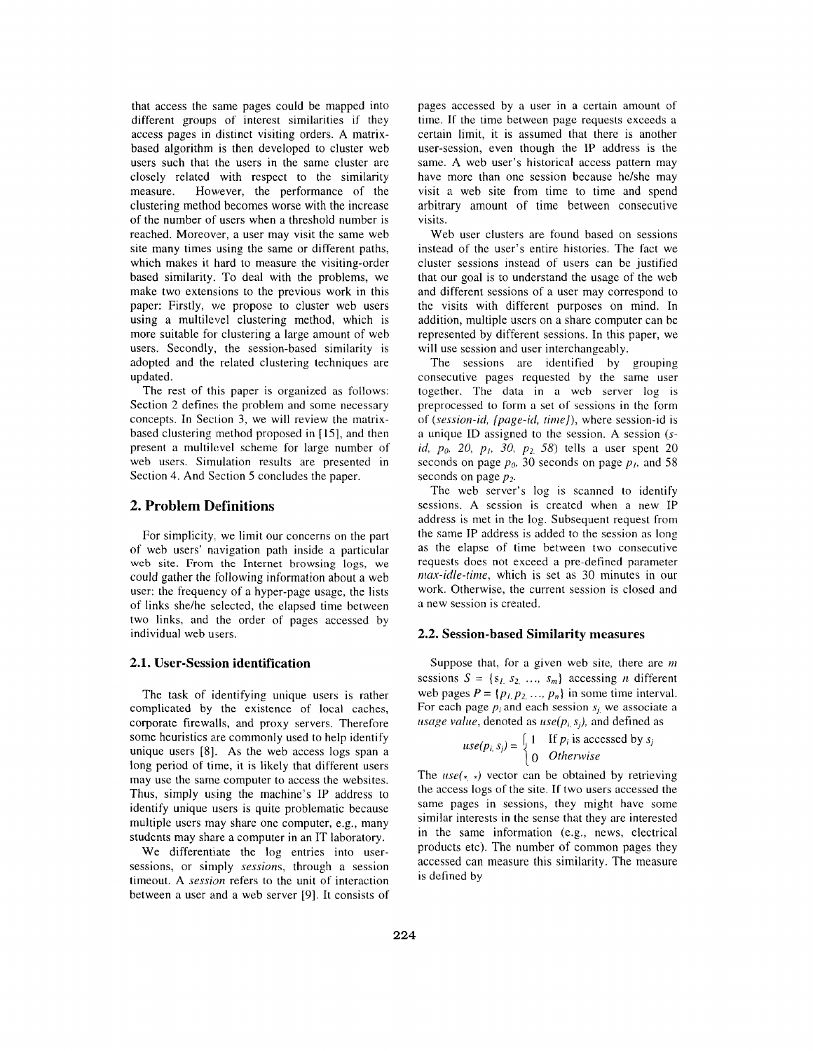that access the same pages could be mapped into different groups of interest similarities if they access pages in distinct visiting orders. A matrix-based algorithm is then developed to cluster web users such that the users in the same cluster are closely related with respect to the similarity measure. However, the performance of the clustering method becomes worse with the increase of the number of users when a threshold number is reached. Moreover, a user may visit the same web site many times using the same or different paths, which makes it hard to measure the visiting-order based similarity. To deal with the problems, we make two extensions to the previous work in this paper: Firstly, we propose to cluster web users using a multilevel clustering method, which is more suitable for clustering a large amount of web users. Secondly, the session-based similarity is adopted and the related clustering techniques are updated.

The rest of this paper is organized as follows: Section 2 defines the problem and some necessary concepts. In Section 3, we will review the matrix-based clustering method proposed in [15], and then present a multilevel scheme for large number of web users. Simulation results are presented in Section 4. And Section 5 concludes the paper.

## 2. Problem Definitions

For simplicity, we limit our concerns on the part of web users' navigation path inside a particular web site. From the Internet browsing logs, we could gather the following information about a web user: the frequency of a hyper-page usage, the lists of links she/he selected, the elapsed time between two links, and the order of pages accessed by individual web users.

### 2.1. User-Session identification

The task of identifying unique users is rather complicated by the existence of local caches, corporate firewalls, and proxy servers. Therefore some heuristics are commonly used to help identify unique users [8]. As the web access logs span a long period of time, it is likely that different users may use the same computer to access the websites. Thus, simply using the machine's IP address to identify unique users is quite problematic because multiple users may share one computer, e.g., many students may share a computer in an IT laboratory.

We differentiate the log entries into user-sessions, or simply *sessions*, through a session timeout. A *session* refers to the unit of interaction between a user and a web server [9]. It consists of pages accessed by a user in a certain amount of time. If the time between page requests exceeds a certain limit, it is assumed that there is another user-session, even though the IP address is the same. A web user's historical access pattern may have more than one session because he/she may visit a web site from time to time and spend arbitrary amount of time between consecutive visits.

Web user clusters are found based on sessions instead of the user's entire histories. The fact we cluster sessions instead of users can be justified that our goal is to understand the usage of the web and different sessions of a user may correspond to the visits with different purposes on mind. In addition, multiple users on a share computer can be represented by different sessions. In this paper, we will use session and user interchangeably.

The sessions are identified by grouping consecutive pages requested by the same user together. The data in a web server log is preprocessed to form a set of sessions in the form of (*session-id, {page-id, time}*), where session-id is a unique ID assigned to the session. A session (*s-id*, $p_0$, *20*, $p_1$, *30*, $p_2$, *58*) tells a user spent 20 seconds on page $p_0$, 30 seconds on page $p_1$, and 58 seconds on page $p_2$.

The web server's log is scanned to identify sessions. A session is created when a new IP address is met in the log. Subsequent request from the same IP address is added to the session as long as the elapse of time between two consecutive requests does not exceed a pre-defined parameter *max-idle-time*, which is set as 30 minutes in our work. Otherwise, the current session is closed and a new session is created.

### 2.2. Session-based Similarity measures

Suppose that, for a given web site, there are $m$ sessions $S = \{s_1, s_2, \ldots, s_m\}$ accessing $n$ different web pages $P = \{p_1, p_2, \ldots, p_n\}$ in some time interval. For each page $p_i$ and each session $s_j$, we associate a *usage value*, denoted as $use(p_i, s_j)$, and defined as

$$use(p_i, s_j) = \begin{cases} 1 & \text{If } p_i \text{ is accessed by } s_j \\ 0 & \textit{Otherwise} \end{cases}$$

The $use(*, *)$ vector can be obtained by retrieving the access logs of the site. If two users accessed the same pages in sessions, they might have some similar interests in the sense that they are interested in the same information (e.g., news, electrical products etc). The number of common pages they accessed can measure this similarity. The measure is defined by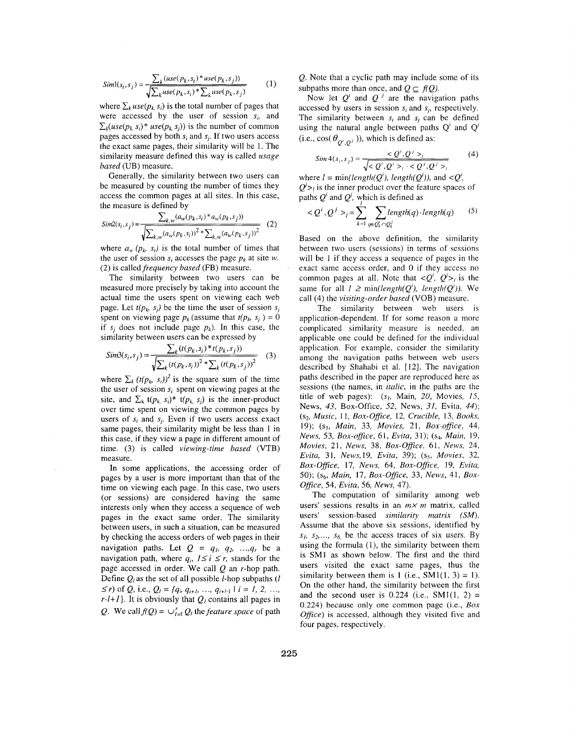$$Sim1(s_i,s_j) = \frac{\sum_k (use(p_k,s_i) * use(p_k,s_j))}{\sqrt{\sum_k use(p_k,s_i) * \sum_k use(p_k,s_j)}} \quad (1)$$

where $\sum_k use(p_k, s_i)$ is the total number of pages that were accessed by the user of session $s_i$, and $\sum_k(use(p_k, s_i) * use(p_k, s_j))$ is the number of common pages accessed by both $s_i$ and $s_j$. If two users access the exact same pages, their similarity will be 1. The similarity measure defined this way is called *usage based* (UB) measure.

Generally, the similarity between two users can be measured by counting the number of times they access the common pages at all sites. In this case, the measure is defined by

$$Sim2(s_i,s_j) = \frac{\sum_{k,w} (a_w(p_k,s_i) * a_w(p_k,s_j))}{\sqrt{\sum_{k,w} (a_w(p_k,s_i))^2 * \sum_{k,w} (a_w(p_k,s_j))^2}} \quad (2)$$

where $a_w(p_k, s_i)$ is the total number of times that the user of session $s_i$ accesses the page $p_k$ at site $w$. (2) is called *frequency based* (FB) measure.

The similarity between two users can be measured more precisely by taking into account the actual time the users spent on viewing each web page. Let $t(p_k, s_j)$ be the time the user of session $s_j$ spent on viewing page $p_k$ (assume that $t(p_k, s_j) = 0$ if $s_j$ does not include page $p_k$). In this case, the similarity between users can be expressed by

$$Sim3(s_i,s_j) = \frac{\sum_k (t(p_k,s_i) * t(p_k,s_j))}{\sqrt{\sum_k (t(p_k,s_i))^2 * \sum_k (t(p_k,s_j))^2}} \quad (3)$$

where $\sum_k (t(p_k, s_i))^2$ is the square sum of the time the user of session $s_i$ spent on viewing pages at the site, and $\sum_k t(p_k, s_i) * t(p_k, s_j)$ is the inner-product over time spent on viewing the common pages by users of $s_i$ and $s_j$. Even if two users access exact same pages, their similarity might be less than 1 in this case, if they view a page in different amount of time. (3) is called *viewing-time based* (VTB) measure.

In some applications, the accessing order of pages by a user is more important than that of the time on viewing each page. In this case, two users (or sessions) are considered having the same interests only when they access a sequence of web pages in the exact same order. The similarity between users, in such a situation, can be measured by checking the access orders of web pages in their navigation paths. Let $Q = q_1, q_2, \ldots, q_r$ be a navigation path, where $q_i$, $1 \le i \le r$, stands for the page accessed in order. We call $Q$ an $r$-hop path. Define $Q_l$ as the set of all possible $l$-hop subpaths ($l \le r$) of $Q$, i.e., $Q_l = \{q_i, q_{i+1}, \ldots, q_{i+l-1} \mid i = 1, 2, \ldots, r-l+1\}$. It is obviously that $Q_1$ contains all pages in $Q$. We call $f(Q) = \cup_{l=1}^{r} Q_l$ the *feature space* of path $Q$. Note that a cyclic path may include some of its subpaths more than once, and $Q \subseteq f(Q)$.

Now let $Q^i$ and $Q^j$ are the navigation paths accessed by users in session $s_i$ and $s_j$, respectively. The similarity between $s_i$ and $s_j$ can be defined using the natural angle between paths $Q^i$ and $Q^j$ (i.e., $\cos(\theta_{Q^i,Q^j})$), which is defined as:

$$Sim4(s_i,s_j) = \frac{<Q^i,Q^j>_l}{\sqrt{<Q^i,Q^i>_l \cdot <Q^j,Q^j>_l}} \quad (4)$$

where $l = \min(length(Q^i), length(Q^j))$, and $<Q^i, Q^j>_l$ is the inner product over the feature spaces of paths $Q^i$ and $Q^j$, which is defined as

$$<Q^i,Q^j>_l = \sum_{k=1}^{l} \sum_{q \in Q_k^i \cap Q_k^j} length(q) \cdot length(q) \quad (5)$$

Based on the above definition, the similarity between two users (sessions) in terms of sessions will be 1 if they access a sequence of pages in the exact same access order, and 0 if they access no common pages at all. Note that $<Q^i, Q^j>_l$ is the same for all $l \ge \min(length(Q^i), length(Q^j))$. We call (4) the *visiting-order based* (VOB) measure.

The similarity between web users is application-dependent. If for some reason a more complicated similarity measure is needed, an applicable one could be defined for the individual application. For example, consider the similarity among the navigation paths between web users described by Shahabi et al. [12]. The navigation paths described in the paper are reproduced here as sessions (the names, in *italic*, in the paths are the title of web pages): ($s_1$, Main, *20*, Movies, *15*, News, *43*, Box-Office, *52*, News, *31*, Evita, *44*); ($s_2$, *Music*, 11, *Box-Office*, 12, *Crucible*, 13, *Books*, 19); ($s_3$, *Main*, 33, *Movies*, 21, *Box-office*, 44, *News*, 53, *Box-office*, 61, *Evita*, 31); ($s_4$, *Main*, 19, *Movies*, 21, *News*, 38, *Box-Office*, 61, *News*, 24, *Evita*, 31, *News*,19, *Evita*, 39); ($s_5$, *Movies*, 32, *Box-Office*, 17, *News*, 64, *Box-Office*, 19, *Evita*, 50); ($s_6$, *Main*, 17, *Box-Office*, 33, *News*, 41, *Box-Office*, 54, *Evita*, 56, *News*, 47).

The computation of similarity among web users' sessions results in an $m \times m$ matrix, called users' session-based *similarity matrix (SM)*. Assume that the above six sessions, identified by $s_1, s_2, \ldots, s_6$, be the access traces of six users. By using the formula (1), the similarity between them is SM1 as shown below. The first and the third users visited the exact same pages, thus the similarity between them is 1 (i.e., SM1(1, 3) = 1). On the other hand, the similarity between the first and the second user is 0.224 (i.e., SM1(1, 2) = 0.224) because only one common page (i.e., *Box Office*) is accessed, although they visited five and four pages, respectively.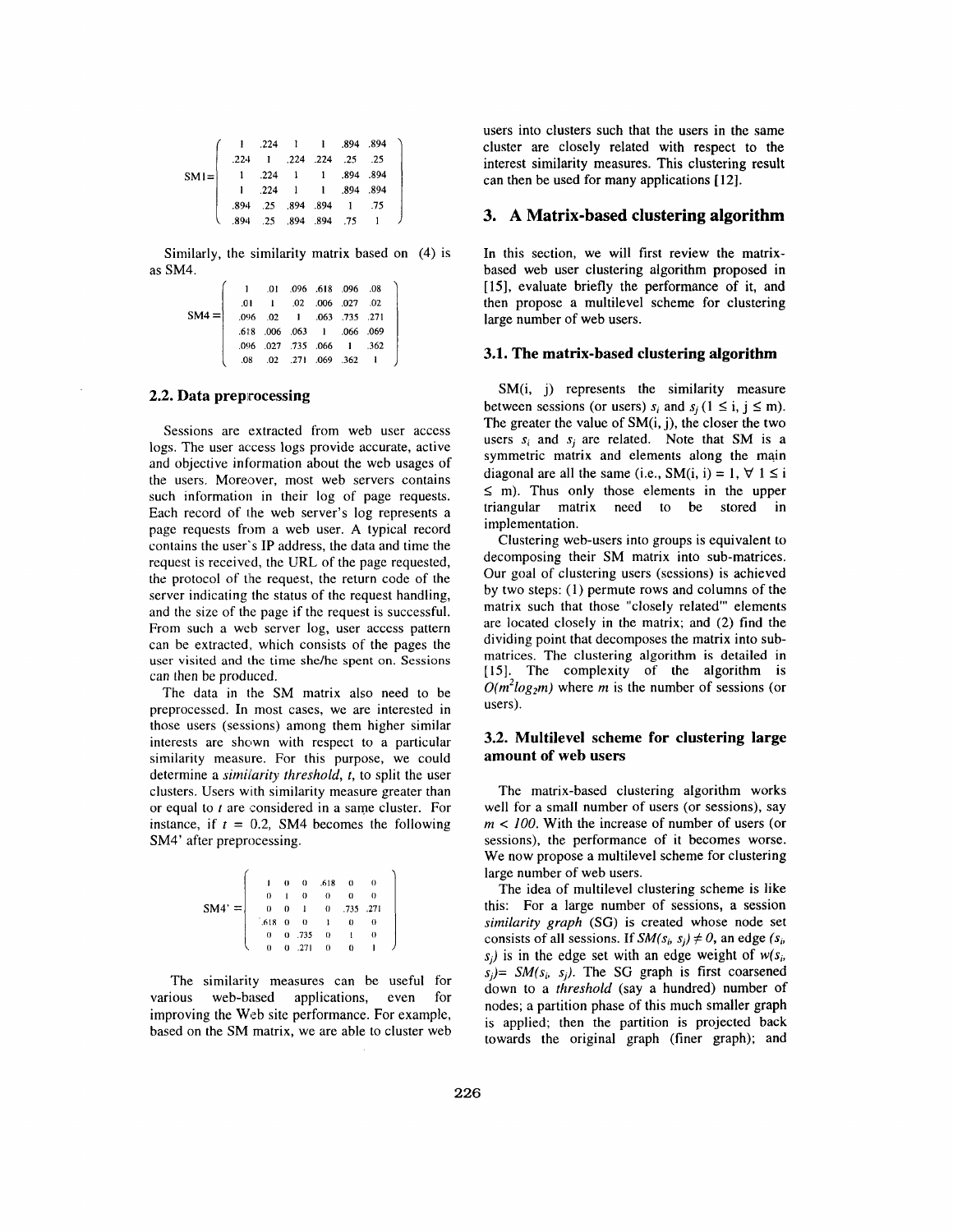$$SM1 = \begin{pmatrix} 1 & .224 & 1 & 1 & .894 & .894 \\ .224 & 1 & .224 & .224 & .25 & .25 \\ 1 & .224 & 1 & 1 & .894 & .894 \\ 1 & .224 & 1 & 1 & .894 & .894 \\ .894 & .25 & .894 & .894 & 1 & .75 \\ .894 & .25 & .894 & .894 & .75 & 1 \end{pmatrix}$$

Similarly, the similarity matrix based on (4) is as SM4.

$$SM4 = \begin{pmatrix} 1 & .01 & .096 & .618 & .096 & .08 \\ .01 & 1 & .02 & .006 & .027 & .02 \\ .096 & .02 & 1 & .063 & .735 & .271 \\ .618 & .006 & .063 & 1 & .066 & .069 \\ .096 & .027 & .735 & .066 & 1 & .362 \\ .08 & .02 & .271 & .069 & .362 & 1 \end{pmatrix}$$

### 2.2. Data preprocessing

Sessions are extracted from web user access logs. The user access logs provide accurate, active and objective information about the web usages of the users. Moreover, most web servers contains such information in their log of page requests. Each record of the web server's log represents a page requests from a web user. A typical record contains the user's IP address, the data and time the request is received, the URL of the page requested, the protocol of the request, the return code of the server indicating the status of the request handling, and the size of the page if the request is successful. From such a web server log, user access pattern can be extracted, which consists of the pages the user visited and the time she/he spent on. Sessions can then be produced.

The data in the SM matrix also need to be preprocessed. In most cases, we are interested in those users (sessions) among them higher similar interests are shown with respect to a particular similarity measure. For this purpose, we could determine a *similarity threshold*, *t*, to split the user clusters. Users with similarity measure greater than or equal to *t* are considered in a same cluster. For instance, if $t = 0.2$, SM4 becomes the following SM4' after preprocessing.

$$SM4' = \begin{pmatrix} 1 & 0 & 0 & .618 & 0 & 0 \\ 0 & 1 & 0 & 0 & 0 & 0 \\ 0 & 0 & 1 & 0 & .735 & .271 \\ .618 & 0 & 0 & 1 & 0 & 0 \\ 0 & 0 & .735 & 0 & 1 & 0 \\ 0 & 0 & .271 & 0 & 0 & 1 \end{pmatrix}$$

The similarity measures can be useful for various web-based applications, even for improving the Web site performance. For example, based on the SM matrix, we are able to cluster web users into clusters such that the users in the same cluster are closely related with respect to the interest similarity measures. This clustering result can then be used for many applications [12].

## 3. A Matrix-based clustering algorithm

In this section, we will first review the matrix-based web user clustering algorithm proposed in [15], evaluate briefly the performance of it, and then propose a multilevel scheme for clustering large number of web users.

### 3.1. The matrix-based clustering algorithm

SM(i, j) represents the similarity measure between sessions (or users) $s_i$ and $s_j$ ($1 \leq i, j \leq m$). The greater the value of SM(i, j), the closer the two users $s_i$ and $s_j$ are related. Note that SM is a symmetric matrix and elements along the main diagonal are all the same (i.e., SM(i, i) = 1, $\forall\ 1 \leq i \leq m$). Thus only those elements in the upper triangular matrix need to be stored in implementation.

Clustering web-users into groups is equivalent to decomposing their SM matrix into sub-matrices. Our goal of clustering users (sessions) is achieved by two steps: (1) permute rows and columns of the matrix such that those "closely related" elements are located closely in the matrix; and (2) find the dividing point that decomposes the matrix into sub-matrices. The clustering algorithm is detailed in [15]. The complexity of the algorithm is $O(m^2 \log_2 m)$ where *m* is the number of sessions (or users).

### 3.2. Multilevel scheme for clustering large amount of web users

The matrix-based clustering algorithm works well for a small number of users (or sessions), say $m < 100$. With the increase of number of users (or sessions), the performance of it becomes worse. We now propose a multilevel scheme for clustering large number of web users.

The idea of multilevel clustering scheme is like this: For a large number of sessions, a session *similarity graph* (SG) is created whose node set consists of all sessions. If $SM(s_i, s_j) \neq 0$, an edge $(s_i, s_j)$ is in the edge set with an edge weight of $w(s_i, s_j) = SM(s_i, s_j)$. The SG graph is first coarsened down to a *threshold* (say a hundred) number of nodes; a partition phase of this much smaller graph is applied; then the partition is projected back towards the original graph (finer graph); and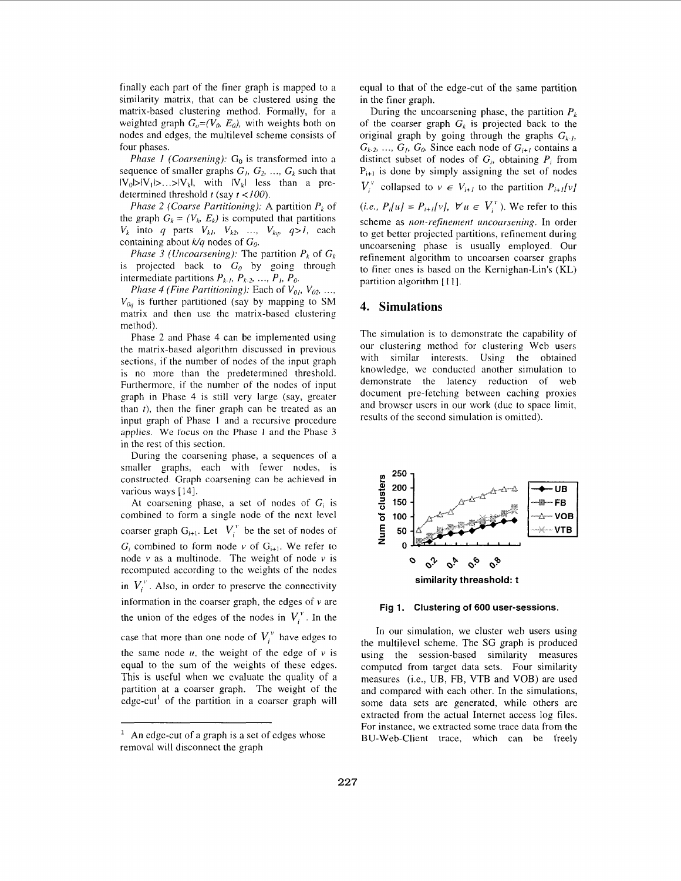finally each part of the finer graph is mapped to a similarity matrix, that can be clustered using the matrix-based clustering method. Formally, for a weighted graph $G_0=(V_0, E_0)$, with weights both on nodes and edges, the multilevel scheme consists of four phases.

*Phase 1 (Coarsening):* $G_0$ is transformed into a sequence of smaller graphs $G_1, G_2, \ldots, G_k$ such that $|V_0|>|V_1|>\ldots>|V_k|$, with $|V_k|$ less than a pre-determined threshold $t$ (say $t<100$).

*Phase 2 (Coarse Partitioning):* A partition $P_k$ of the graph $G_k=(V_k, E_k)$ is computed that partitions $V_k$ into $q$ parts $V_{k1}, V_{k2}, \ldots, V_{kq}$, $q>1$, each containing about $k/q$ nodes of $G_0$.

*Phase 3 (Uncoarsening):* The partition $P_k$ of $G_k$ is projected back to $G_0$ by going through intermediate partitions $P_{k-1}, P_{k-2}, \ldots, P_1, P_0$.

*Phase 4 (Fine Partitioning):* Each of $V_{01}, V_{02}, \ldots, V_{0q}$ is further partitioned (say by mapping to SM matrix and then use the matrix-based clustering method).

Phase 2 and Phase 4 can be implemented using the matrix-based algorithm discussed in previous sections, if the number of nodes of the input graph is no more than the predetermined threshold. Furthermore, if the number of the nodes of input graph in Phase 4 is still very large (say, greater than $t$), then the finer graph can be treated as an input graph of Phase 1 and a recursive procedure applies. We focus on the Phase 1 and the Phase 3 in the rest of this section.

During the coarsening phase, a sequences of a smaller graphs, each with fewer nodes, is constructed. Graph coarsening can be achieved in various ways [14].

At coarsening phase, a set of nodes of $G_i$ is combined to form a single node of the next level coarser graph $G_{i+1}$. Let $V_i^v$ be the set of nodes of $G_i$ combined to form node $v$ of $G_{i+1}$. We refer to node $v$ as a multinode. The weight of node $v$ is recomputed according to the weights of the nodes in $V_i^v$. Also, in order to preserve the connectivity information in the coarser graph, the edges of $v$ are the union of the edges of the nodes in $V_i^v$. In the case that more than one node of $V_i^v$ have edges to the same node $u$, the weight of the edge of $v$ is equal to the sum of the weights of these edges. This is useful when we evaluate the quality of a partition at a coarser graph. The weight of the edge-cut[1] of the partition in a coarser graph will equal to that of the edge-cut of the same partition in the finer graph.

During the uncoarsening phase, the partition $P_k$ of the coarser graph $G_k$ is projected back to the original graph by going through the graphs $G_{k-1}, G_{k-2}, \ldots, G_1, G_0$. Since each node of $G_{i+1}$ contains a distinct subset of nodes of $G_i$, obtaining $P_i$ from $P_{i+1}$ is done by simply assigning the set of nodes $V_i^v$ collapsed to $v \in V_{i+1}$ to the partition $P_{i+1}[v]$ (*i.e.*, $P_i[u] = P_{i+1}[v]$, $\forall u \in V_i^v$). We refer to this scheme as *non-refinement uncoarsening*. In order to get better projected partitions, refinement during uncoarsening phase is usually employed. Our refinement algorithm to uncoarsen coarser graphs to finer ones is based on the Kernighan-Lin's (KL) partition algorithm [11].

[1] An edge-cut of a graph is a set of edges whose removal will disconnect the graph

## 4. Simulations

The simulation is to demonstrate the capability of our clustering method for clustering Web users with similar interests. Using the obtained knowledge, we conducted another simulation to demonstrate the latency reduction of web document pre-fetching between caching proxies and browser users in our work (due to space limit, results of the second simulation is omitted).

**Fig 1. Clustering of 600 user-sessions.**

In our simulation, we cluster web users using the multilevel scheme. The SG graph is produced using the session-based similarity measures computed from target data sets. Four similarity measures (i.e., UB, FB, VTB and VOB) are used and compared with each other. In the simulations, some data sets are generated, while others are extracted from the actual Internet access log files. For instance, we extracted some trace data from the BU-Web-Client trace, which can be freely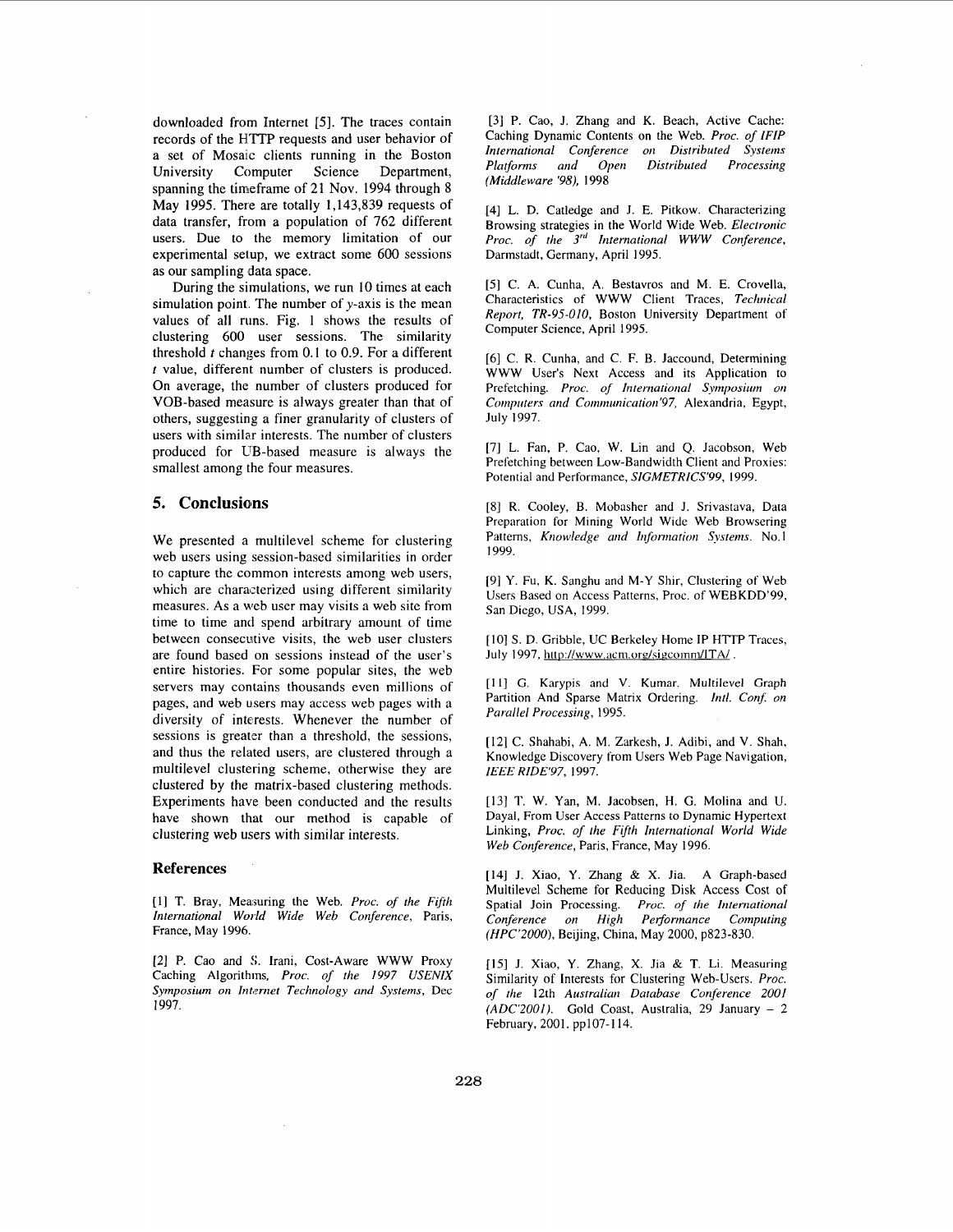downloaded from Internet [5]. The traces contain records of the HTTP requests and user behavior of a set of Mosaic clients running in the Boston University Computer Science Department, spanning the timeframe of 21 Nov. 1994 through 8 May 1995. There are totally 1,143,839 requests of data transfer, from a population of 762 different users. Due to the memory limitation of our experimental setup, we extract some 600 sessions as our sampling data space.

During the simulations, we run 10 times at each simulation point. The number of $y$-axis is the mean values of all runs. Fig. 1 shows the results of clustering 600 user sessions. The similarity threshold $t$ changes from 0.1 to 0.9. For a different $t$ value, different number of clusters is produced. On average, the number of clusters produced for VOB-based measure is always greater than that of others, suggesting a finer granularity of clusters of users with similar interests. The number of clusters produced for UB-based measure is always the smallest among the four measures.

## 5. Conclusions

We presented a multilevel scheme for clustering web users using session-based similarities in order to capture the common interests among web users, which are characterized using different similarity measures. As a web user may visits a web site from time to time and spend arbitrary amount of time between consecutive visits, the web user clusters are found based on sessions instead of the user's entire histories. For some popular sites, the web servers may contains thousands even millions of pages, and web users may access web pages with a diversity of interests. Whenever the number of sessions is greater than a threshold, the sessions, and thus the related users, are clustered through a multilevel clustering scheme, otherwise they are clustered by the matrix-based clustering methods. Experiments have been conducted and the results have shown that our method is capable of clustering web users with similar interests.

### References

[1] T. Bray, Measuring the Web. *Proc. of the Fifth International World Wide Web Conference*, Paris, France, May 1996.

[2] P. Cao and S. Irani, Cost-Aware WWW Proxy Caching Algorithms, *Proc. of the 1997 USENIX Symposium on Internet Technology and Systems*, Dec 1997.

[3] P. Cao, J. Zhang and K. Beach, Active Cache: Caching Dynamic Contents on the Web. *Proc. of IFIP International Conference on Distributed Systems Platforms and Open Distributed Processing (Middleware '98)*, 1998

[4] L. D. Catledge and J. E. Pitkow. Characterizing Browsing strategies in the World Wide Web. *Electronic Proc. of the 3rd International WWW Conference*, Darmstadt, Germany, April 1995.

[5] C. A. Cunha, A. Bestavros and M. E. Crovella, Characteristics of WWW Client Traces, *Technical Report, TR-95-010*, Boston University Department of Computer Science, April 1995.

[6] C. R. Cunha, and C. F. B. Jaccound, Determining WWW User's Next Access and its Application to Prefetching. *Proc. of International Symposium on Computers and Communication'97*, Alexandria, Egypt, July 1997.

[7] L. Fan, P. Cao, W. Lin and Q. Jacobson, Web Prefetching between Low-Bandwidth Client and Proxies: Potential and Performance, *SIGMETRICS'99*, 1999.

[8] R. Cooley, B. Mobasher and J. Srivastava, Data Preparation for Mining World Wide Web Browsering Patterns, *Knowledge and Information Systems*. No.1 1999.

[9] Y. Fu, K. Sanghu and M-Y Shir, Clustering of Web Users Based on Access Patterns, Proc. of WEBKDD'99, San Diego, USA, 1999.

[10] S. D. Gribble, UC Berkeley Home IP HTTP Traces, July 1997, http://www.acm.org/sigcomm/ITA/ .

[11] G. Karypis and V. Kumar. Multilevel Graph Partition And Sparse Matrix Ordering. *Intl. Conf. on Parallel Processing*, 1995.

[12] C. Shahabi, A. M. Zarkesh, J. Adibi, and V. Shah, Knowledge Discovery from Users Web Page Navigation, *IEEE RIDE'97*, 1997.

[13] T. W. Yan, M. Jacobsen, H. G. Molina and U. Dayal, From User Access Patterns to Dynamic Hypertext Linking, *Proc. of the Fifth International World Wide Web Conference*, Paris, France, May 1996.

[14] J. Xiao, Y. Zhang & X. Jia. A Graph-based Multilevel Scheme for Reducing Disk Access Cost of Spatial Join Processing. *Proc. of the International Conference on High Performance Computing (HPC'2000)*, Beijing, China, May 2000, p823-830.

[15] J. Xiao, Y. Zhang, X. Jia & T. Li. Measuring Similarity of Interests for Clustering Web-Users. *Proc. of the 12th Australian Database Conference 2001 (ADC'2001)*. Gold Coast, Australia, 29 January – 2 February, 2001. pp107-114.